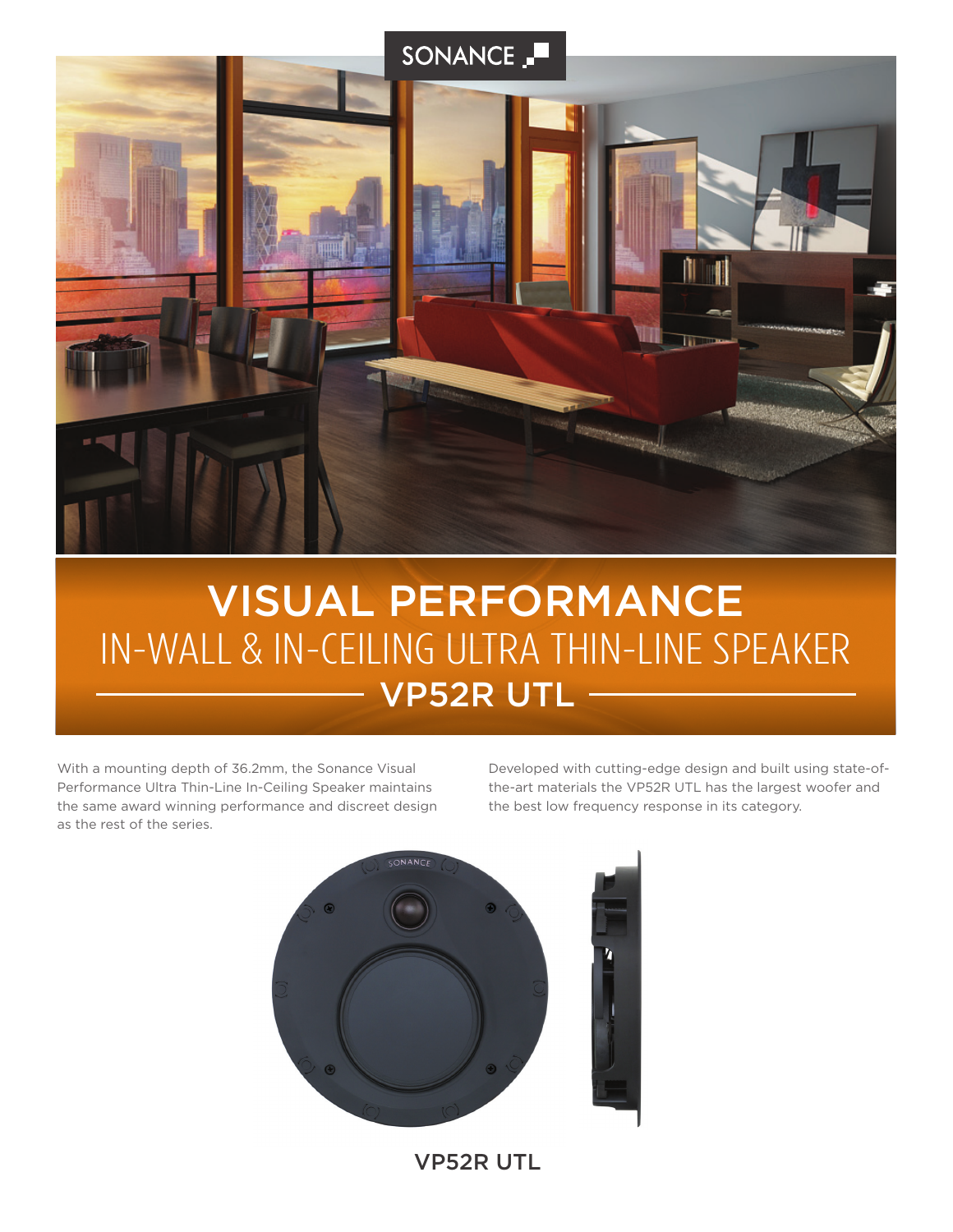SONANCE

# VISUAL PERFORMANCE

## IN-WALL & IN-CEILING ULTRA THIN-LINE SPEAKER

## VP52R UTL

With a mounting depth of 36.2mm, the Sonance Visual Performance Ultra Thin-Line In-Ceiling Speaker maintains the same award winning performance and discreet design as the rest of the series.

Developed with cutting-edge design and built using state-of-the-art materials the VP52R UTL has the largest woofer and the best low frequency response in its category.

VP52R UTL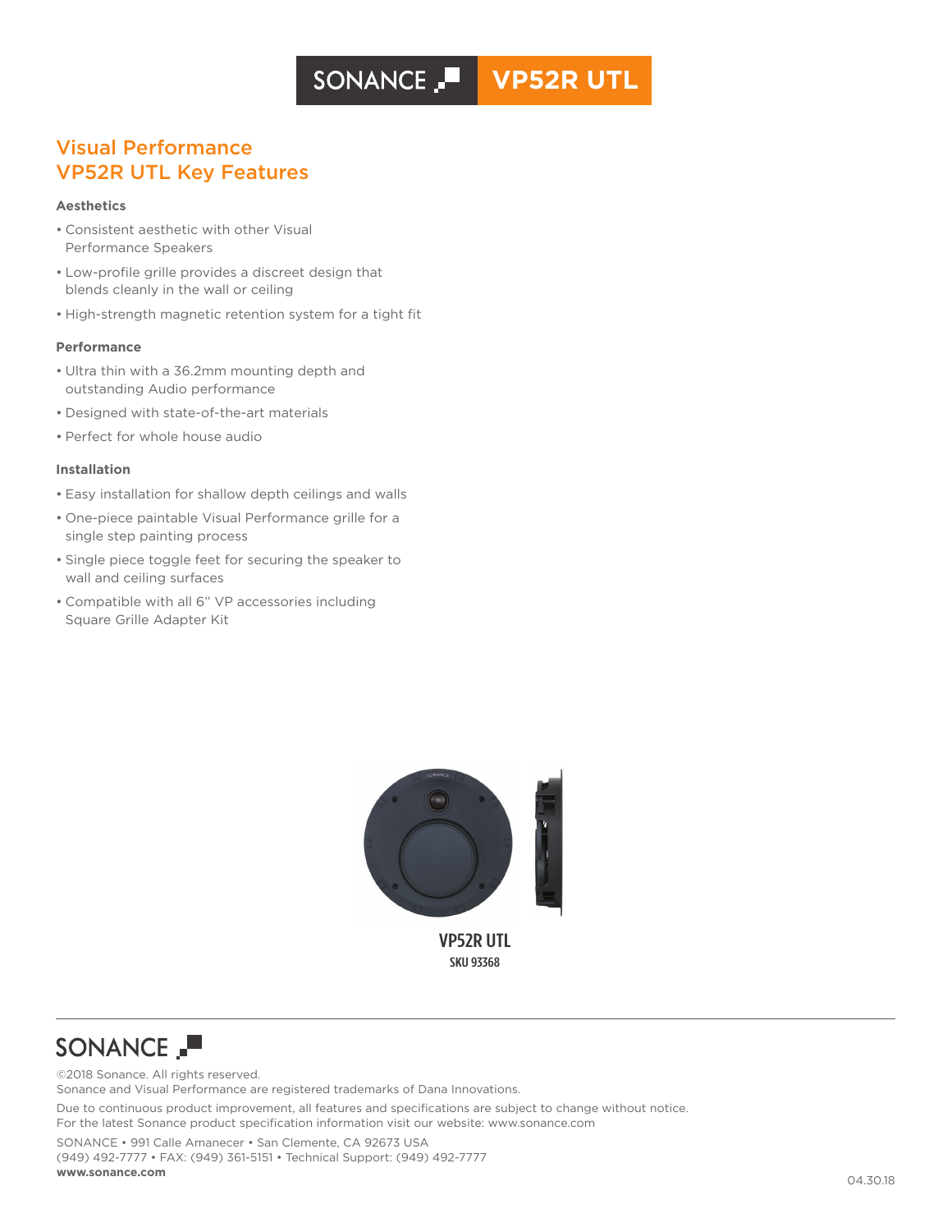SONANCE **VP52R UTL**

## Visual Performance
## VP52R UTL Key Features

**Aesthetics**

- Consistent aesthetic with other Visual Performance Speakers
- Low-profile grille provides a discreet design that blends cleanly in the wall or ceiling
- High-strength magnetic retention system for a tight fit

**Performance**

- Ultra thin with a 36.2mm mounting depth and outstanding Audio performance
- Designed with state-of-the-art materials
- Perfect for whole house audio

**Installation**

- Easy installation for shallow depth ceilings and walls
- One-piece paintable Visual Performance grille for a single step painting process
- Single piece toggle feet for securing the speaker to wall and ceiling surfaces
- Compatible with all 6" VP accessories including Square Grille Adapter Kit

**VP52R UTL**
**SKU 93368**

---

SONANCE

©2018 Sonance. All rights reserved.
Sonance and Visual Performance are registered trademarks of Dana Innovations.

Due to continuous product improvement, all features and specifications are subject to change without notice.
For the latest Sonance product specification information visit our website: www.sonance.com

SONANCE • 991 Calle Amanecer • San Clemente, CA 92673 USA
(949) 492-7777 • FAX: (949) 361-5151 • Technical Support: (949) 492-7777
**www.sonance.com**

04.30.18